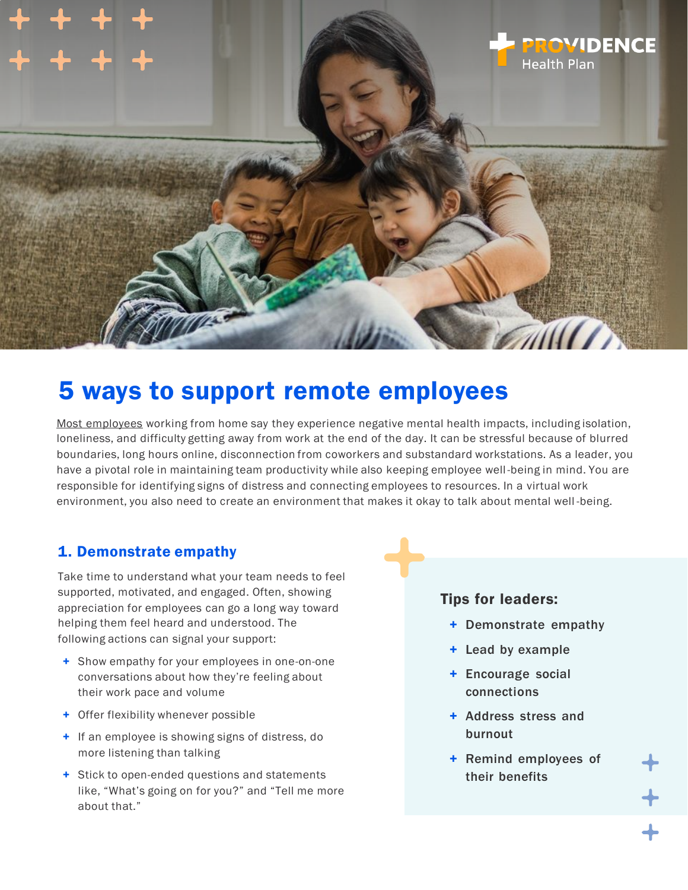# 5 ways to support remote employees

Most employees working from home say they experience negative mental health impacts, including isolation, loneliness, and difficulty getting away from work at the end of the day. It can be stressful because of blurred boundaries, long hours online, disconnection from coworkers and substandard workstations. As a leader, you have a pivotal role in maintaining team productivity while also keeping employee well-being in mind. You are responsible for identifying signs of distress and connecting employees to resources. In a virtual work environment, you also need to create an environment that makes it okay to talk about mental well-being.

## 1. Demonstrate empathy

Take time to understand what your team needs to feel supported, motivated, and engaged. Often, showing appreciation for employees can go a long way toward helping them feel heard and understood. The following actions can signal your support:

- Show empathy for your employees in one-on-one conversations about how they're feeling about their work pace and volume
- Offer flexibility whenever possible
- If an employee is showing signs of distress, do more listening than talking
- Stick to open-ended questions and statements like, "What's going on for you?" and "Tell me more about that."

**Tips for leaders:**

- Demonstrate empathy
- Lead by example
- Encourage social connections
- Address stress and burnout
- Remind employees of their benefits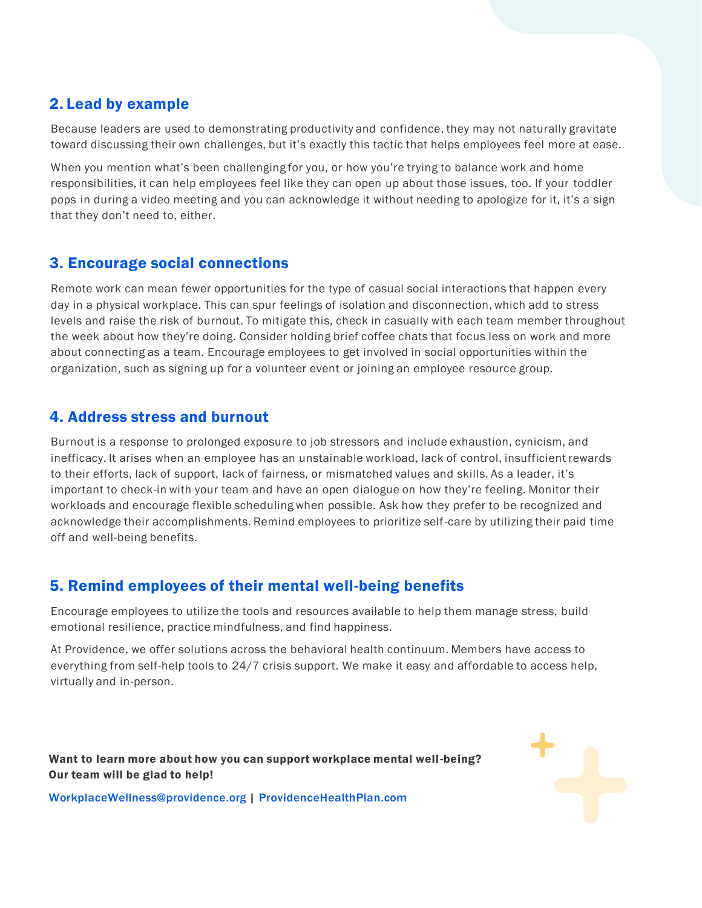## 2. Lead by example

Because leaders are used to demonstrating productivity and confidence, they may not naturally gravitate toward discussing their own challenges, but it's exactly this tactic that helps employees feel more at ease.

When you mention what's been challenging for you, or how you're trying to balance work and home responsibilities, it can help employees feel like they can open up about those issues, too. If your toddler pops in during a video meeting and you can acknowledge it without needing to apologize for it, it's a sign that they don't need to, either.

## 3. Encourage social connections

Remote work can mean fewer opportunities for the type of casual social interactions that happen every day in a physical workplace. This can spur feelings of isolation and disconnection, which add to stress levels and raise the risk of burnout. To mitigate this, check in casually with each team member throughout the week about how they're doing. Consider holding brief coffee chats that focus less on work and more about connecting as a team. Encourage employees to get involved in social opportunities within the organization, such as signing up for a volunteer event or joining an employee resource group.

## 4. Address stress and burnout

Burnout is a response to prolonged exposure to job stressors and include exhaustion, cynicism, and inefficacy. It arises when an employee has an unstainable workload, lack of control, insufficient rewards to their efforts, lack of support, lack of fairness, or mismatched values and skills. As a leader, it's important to check-in with your team and have an open dialogue on how they're feeling. Monitor their workloads and encourage flexible scheduling when possible. Ask how they prefer to be recognized and acknowledge their accomplishments. Remind employees to prioritize self-care by utilizing their paid time off and well-being benefits.

## 5. Remind employees of their mental well-being benefits

Encourage employees to utilize the tools and resources available to help them manage stress, build emotional resilience, practice mindfulness, and find happiness.

At Providence, we offer solutions across the behavioral health continuum. Members have access to everything from self-help tools to 24/7 crisis support. We make it easy and affordable to access help, virtually and in-person.

**Want to learn more about how you can support workplace mental well-being? Our team will be glad to help!**

WorkplaceWellness@providence.org | ProvidenceHealthPlan.com